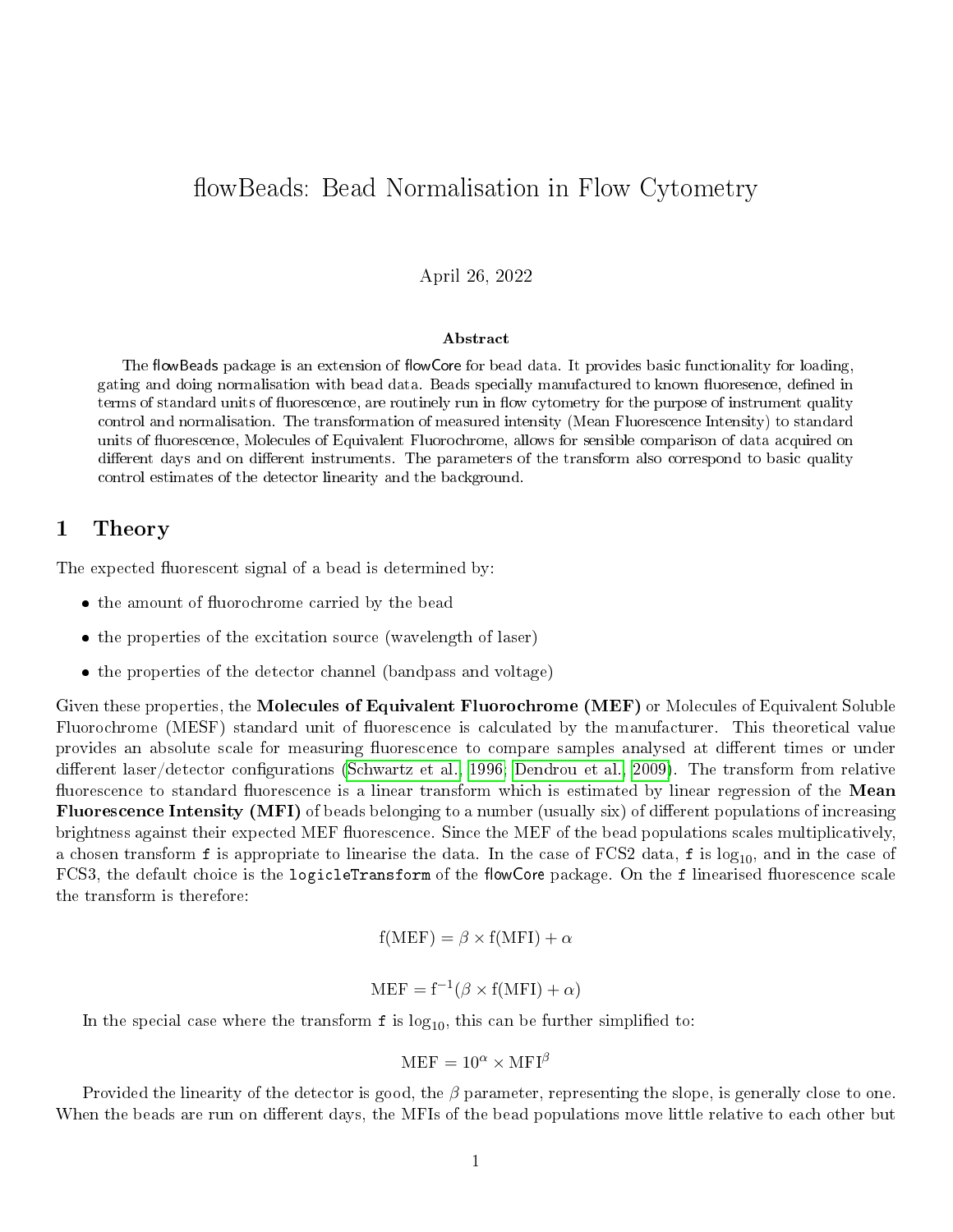# flowBeads: Bead Normalisation in Flow Cytometry

April 26, 2022

**Abstract**

The flowBeads package is an extension of flowCore for bead data. It provides basic functionality for loading, gating and doing normalisation with bead data. Beads specially manufactured to known fluoresence, defined in terms of standard units of fluorescence, are routinely run in flow cytometry for the purpose of instrument quality control and normalisation. The transformation of measured intensity (Mean Fluorescence Intensity) to standard units of fluorescence, Molecules of Equivalent Fluorochrome, allows for sensible comparison of data acquired on different days and on different instruments. The parameters of the transform also correspond to basic quality control estimates of the detector linearity and the backgound.

## 1 Theory

The expected fluorescent signal of a bead is determined by:

- the amount of fluorochrome carried by the bead
- the properties of the excitation source (wavelength of laser)
- the properties of the detector channel (bandpass and voltage)

Given these properties, the **Molecules of Equivalent Fluorochrome (MEF)** or Molecules of Equivalent Soluble Fluorochrome (MESF) standard unit of fluorescence is calculated by the manufacturer. This theoretical value provides an absolute scale for measuring fluorescence to compare samples analysed at different times or under different laser/detector configurations (Schwartz et al., 1996; Dendrou et al., 2009). The transform from relative fluorescence to standard fluorescence is a linear transform which is estimated by linear regression of the **Mean Fluorescence Intensity (MFI)** of beads belonging to a number (usually six) of different populations of increasing brightness against their expected MEF fluorescence. Since the MEF of the bead populations scales multiplicatively, a chosen transform `f` is appropriate to linearise the data. In the case of FCS2 data, `f` is $\log_{10}$, and in the case of FCS3, the default choice is the `logicleTransform` of the flowCore package. On the `f` linearised fluorescence scale the transform is therefore:

$$\mathrm{f}(\mathrm{MEF}) = \beta \times \mathrm{f}(\mathrm{MFI}) + \alpha$$

$$\mathrm{MEF} = \mathrm{f}^{-1}(\beta \times \mathrm{f}(\mathrm{MFI}) + \alpha)$$

In the special case where the transform `f` is $\log_{10}$, this can be further simplified to:

$$\mathrm{MEF} = 10^{\alpha} \times \mathrm{MFI}^{\beta}$$

Provided the linearity of the detector is good, the $\beta$ parameter, representing the slope, is generally close to one. When the beads are run on different days, the MFIs of the bead populations move little relative to each other but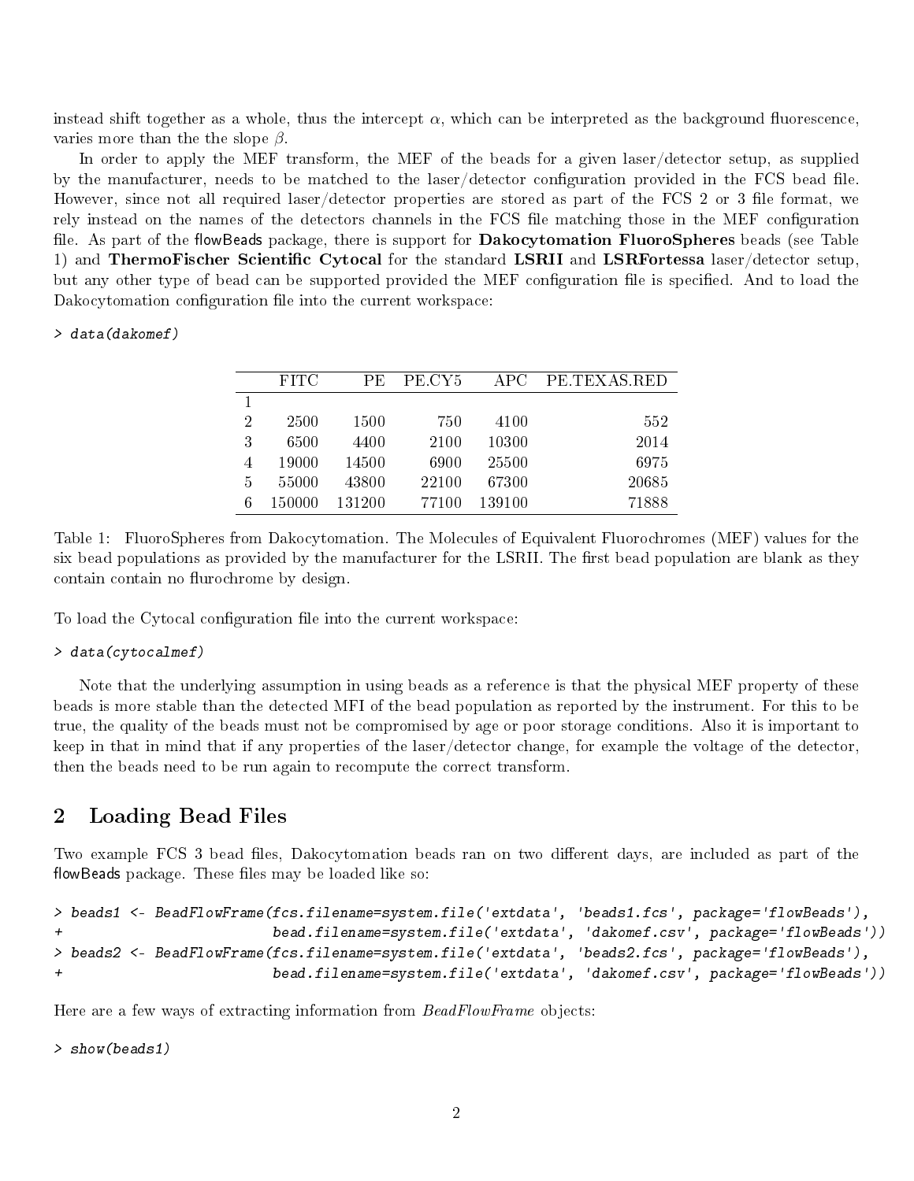instead shift together as a whole, thus the intercept $\alpha$, which can be interpreted as the background fluorescence, varies more than the the slope $\beta$.

In order to apply the MEF transform, the MEF of the beads for a given laser/detector setup, as supplied by the manufacturer, needs to be matched to the laser/detector configuration provided in the FCS bead file. However, since not all required laser/detector properties are stored as part of the FCS 2 or 3 file format, we rely instead on the names of the detectors channels in the FCS file matching those in the MEF configuration file. As part of the flowBeads package, there is support for **Dakocytomation FluoroSpheres** beads (see Table 1) and **ThermoFischer Scientific Cytocal** for the standard **LSRII** and **LSRFortessa** laser/detector setup, but any other type of bead can be supported provided the MEF configuration file is specified. And to load the Dakocytomation configuration file into the current workspace:

```
> data(dakomef)
```

| | FITC | PE | PE.CY5 | APC | PE.TEXAS.RED |
|---|---|---|---|---|---|
| 1 | | | | | |
| 2 | 2500 | 1500 | 750 | 4100 | 552 |
| 3 | 6500 | 4400 | 2100 | 10300 | 2014 |
| 4 | 19000 | 14500 | 6900 | 25500 | 6975 |
| 5 | 55000 | 43800 | 22100 | 67300 | 20685 |
| 6 | 150000 | 131200 | 77100 | 139100 | 71888 |

Table 1: FluoroSpheres from Dakocytomation. The Molecules of Equivalent Fluorochromes (MEF) values for the six bead populations as provided by the manufacturer for the LSRII. The first bead population are blank as they contain contain no flurochrome by design.

To load the Cytocal configuration file into the current workspace:

```
> data(cytocalmef)
```

Note that the underlying assumption in using beads as a reference is that the physical MEF property of these beads is more stable than the detected MFI of the bead population as reported by the instrument. For this to be true, the quality of the beads must not be compromised by age or poor storage conditions. Also it is important to keep in that in mind that if any properties of the laser/detector change, for example the voltage of the detector, then the beads need to be run again to recompute the correct transform.

## 2 Loading Bead Files

Two example FCS 3 bead files, Dakocytomation beads ran on two different days, are included as part of the flowBeads package. These files may be loaded like so:

```
> beads1 <- BeadFlowFrame(fcs.filename=system.file('extdata', 'beads1.fcs', package='flowBeads'),
+                         bead.filename=system.file('extdata', 'dakomef.csv', package='flowBeads'))
> beads2 <- BeadFlowFrame(fcs.filename=system.file('extdata', 'beads2.fcs', package='flowBeads'),
+                         bead.filename=system.file('extdata', 'dakomef.csv', package='flowBeads'))
```

Here are a few ways of extracting information from *BeadFlowFrame* objects:

```
> show(beads1)
```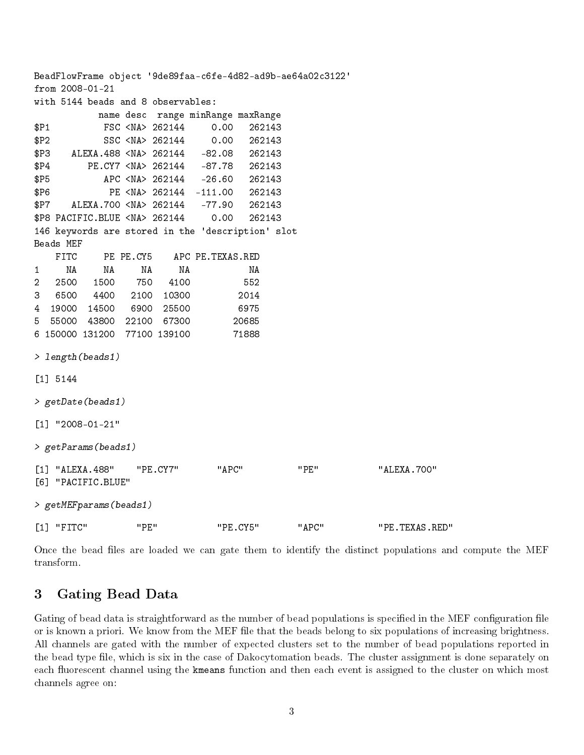```
BeadFlowFrame object '9de89faa-c6fe-4d82-ad9b-ae64a02c3122'
from 2008-01-21
with 5144 beads and 8 observables:
           name desc  range minRange maxRange
$P1         FSC <NA> 262144     0.00   262143
$P2         SSC <NA> 262144     0.00   262143
$P3   ALEXA.488 <NA> 262144   -82.08   262143
$P4      PE.CY7 <NA> 262144   -87.78   262143
$P5         APC <NA> 262144   -26.60   262143
$P6          PE <NA> 262144  -111.00   262143
$P7   ALEXA.700 <NA> 262144   -77.90   262143
$P8 PACIFIC.BLUE <NA> 262144     0.00   262143
146 keywords are stored in the 'description' slot
Beads MEF
    FITC     PE PE.CY5    APC PE.TEXAS.RED
1     NA     NA     NA     NA           NA
2   2500   1500    750   4100          552
3   6500   4400   2100  10300         2014
4  19000  14500   6900  25500         6975
5  55000  43800  22100  67300        20685
6 150000 131200  77100 139100        71888
```

```
> length(beads1)

[1] 5144

> getDate(beads1)

[1] "2008-01-21"

> getParams(beads1)

[1] "ALEXA.488"    "PE.CY7"       "APC"          "PE"           "ALEXA.700"
[6] "PACIFIC.BLUE"

> getMEFparams(beads1)

[1] "FITC"         "PE"           "PE.CY5"       "APC"          "PE.TEXAS.RED"
```

Once the bead files are loaded we can gate them to identify the distinct populations and compute the MEF transform.

## 3 Gating Bead Data

Gating of bead data is straightforward as the number of bead populations is specified in the MEF configuration file or is known a priori. We know from the MEF file that the beads belong to six populations of increasing brightness. All channels are gated with the number of expected clusters set to the number of bead populations reported in the bead type file, which is six in the case of Dakocytomation beads. The cluster assignment is done separately on each fluorescent channel using the `kmeans` function and then each event is assigned to the cluster on which most channels agree on: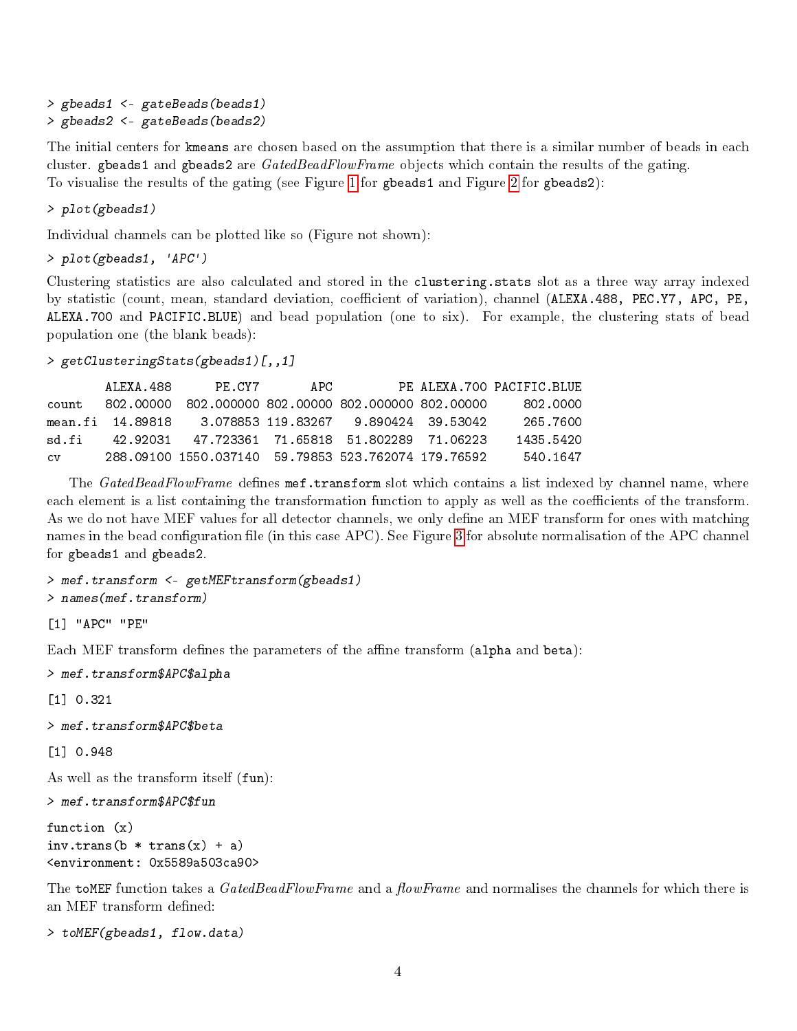```
> gbeads1 <- gateBeads(beads1)
> gbeads2 <- gateBeads(beads2)
```

The initial centers for `kmeans` are chosen based on the assumption that there is a similar number of beads in each cluster. `gbeads1` and `gbeads2` are *GatedBeadFlowFrame* objects which contain the results of the gating.
To visualise the results of the gating (see Figure 1 for `gbeads1` and Figure 2 for `gbeads2`):

```
> plot(gbeads1)
```

Individual channels can be plotted like so (Figure not shown):

```
> plot(gbeads1, 'APC')
```

Clustering statistics are also calculated and stored in the `clustering.stats` slot as a three way array indexed by statistic (count, mean, standard deviation, coefficient of variation), channel (`ALEXA.488, PEC.Y7, APC, PE, ALEXA.700` and `PACIFIC.BLUE`) and bead population (one to six). For example, the clustering stats of bead population one (the blank beads):

```
> getClusteringStats(gbeads1)[,,1]

        ALEXA.488      PE.CY7       APC          PE ALEXA.700 PACIFIC.BLUE
count   802.00000  802.000000 802.00000 802.000000 802.00000     802.0000
mean.fi  14.89818    3.078853 119.83267   9.890424  39.53042     265.7600
sd.fi    42.92031   47.723361  71.65818  51.802289  71.06223    1435.5420
cv      288.09100 1550.037140  59.79853 523.762074 179.76592     540.1647
```

The *GatedBeadFlowFrame* defines `mef.transform` slot which contains a list indexed by channel name, where each element is a list containing the transformation function to apply as well as the coefficients of the transform. As we do not have MEF values for all detector channels, we only define an MEF transform for ones with matching names in the bead configuration file (in this case APC). See Figure 3 for absolute normalisation of the APC channel for `gbeads1` and `gbeads2`.

```
> mef.transform <- getMEFtransform(gbeads1)
> names(mef.transform)

[1] "APC" "PE"
```

Each MEF transform defines the parameters of the affine transform (`alpha` and `beta`):

```
> mef.transform$APC$alpha

[1] 0.321

> mef.transform$APC$beta

[1] 0.948
```

As well as the transform itself (`fun`):

```
> mef.transform$APC$fun

function (x)
inv.trans(b * trans(x) + a)
<environment: 0x5589a503ca90>
```

The `toMEF` function takes a *GatedBeadFlowFrame* and a *flowFrame* and normalises the channels for which there is an MEF transform defined:

```
> toMEF(gbeads1, flow.data)
```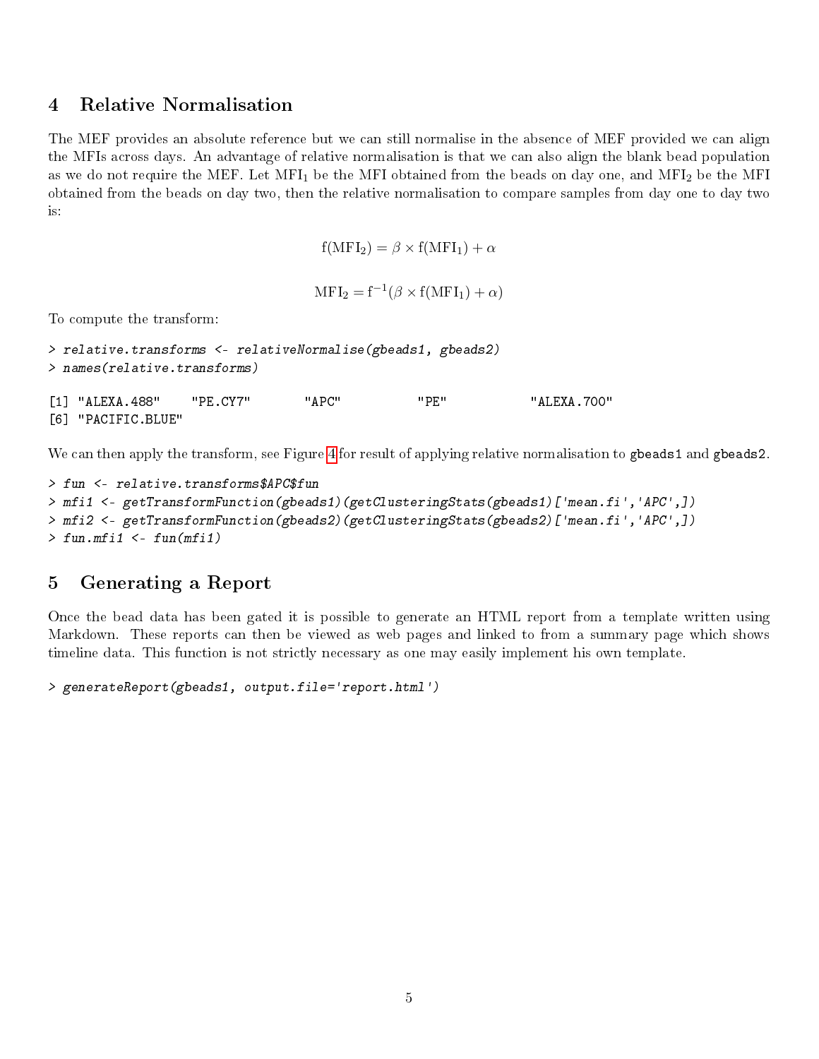## 4 Relative Normalisation

The MEF provides an absolute reference but we can still normalise in the absence of MEF provided we can align the MFIs across days. An advantage of relative normalisation is that we can also align the blank bead population as we do not require the MEF. Let $\mathrm{MFI}_1$ be the MFI obtained from the beads on day one, and $\mathrm{MFI}_2$ be the MFI obtained from the beads on day two, then the relative normalisation to compare samples from day one to day two is:

$$\mathrm{f}(\mathrm{MFI}_2) = \beta \times \mathrm{f}(\mathrm{MFI}_1) + \alpha$$

$$\mathrm{MFI}_2 = \mathrm{f}^{-1}(\beta \times \mathrm{f}(\mathrm{MFI}_1) + \alpha)$$

To compute the transform:

```
> relative.transforms <- relativeNormalise(gbeads1, gbeads2)
> names(relative.transforms)

[1] "ALEXA.488"    "PE.CY7"       "APC"          "PE"           "ALEXA.700"
[6] "PACIFIC.BLUE"
```

We can then apply the transform, see Figure 4 for result of applying relative normalisation to `gbeads1` and `gbeads2`.

```
> fun <- relative.transforms$APC$fun
> mfi1 <- getTransformFunction(gbeads1)(getClusteringStats(gbeads1)['mean.fi','APC',])
> mfi2 <- getTransformFunction(gbeads2)(getClusteringStats(gbeads2)['mean.fi','APC',])
> fun.mfi1 <- fun(mfi1)
```

## 5 Generating a Report

Once the bead data has been gated it is possible to generate an HTML report from a template written using Markdown. These reports can then be viewed as web pages and linked to from a summary page which shows timeline data. This function is not strictly necessary as one may easily implement his own template.

```
> generateReport(gbeads1, output.file='report.html')
```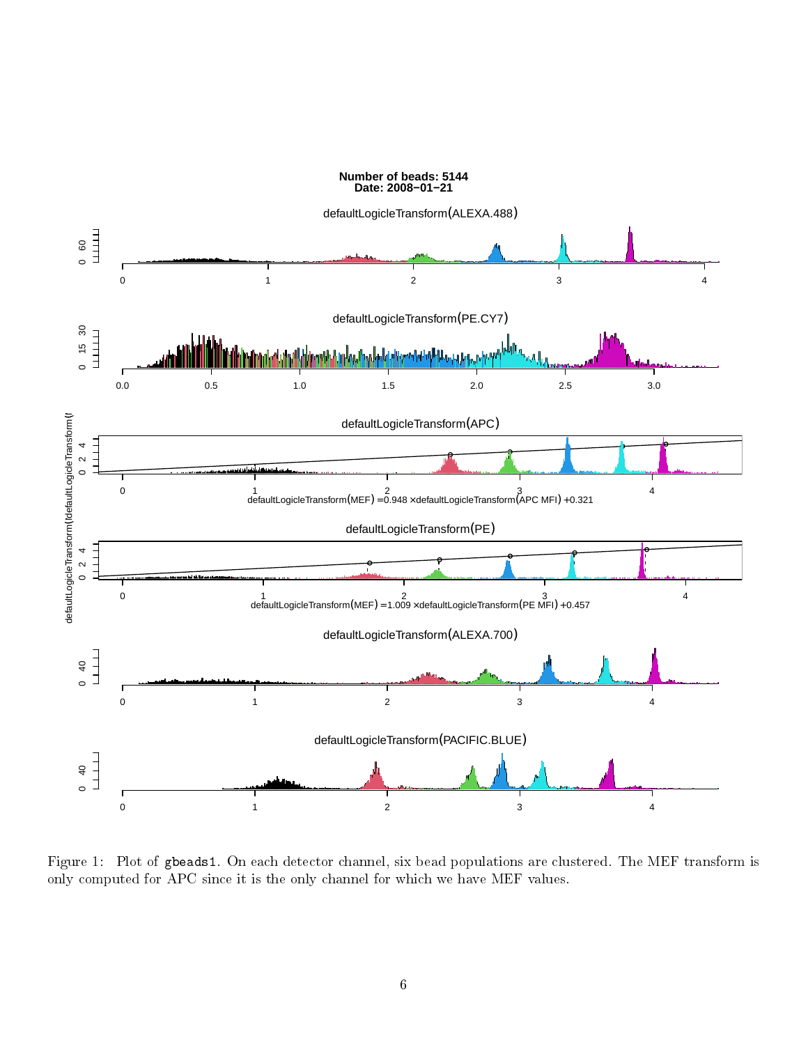Figure 1: Plot of gbeads1. On each detector channel, six bead populations are clustered. The MEF transform is only computed for APC since it is the only channel for which we have MEF values.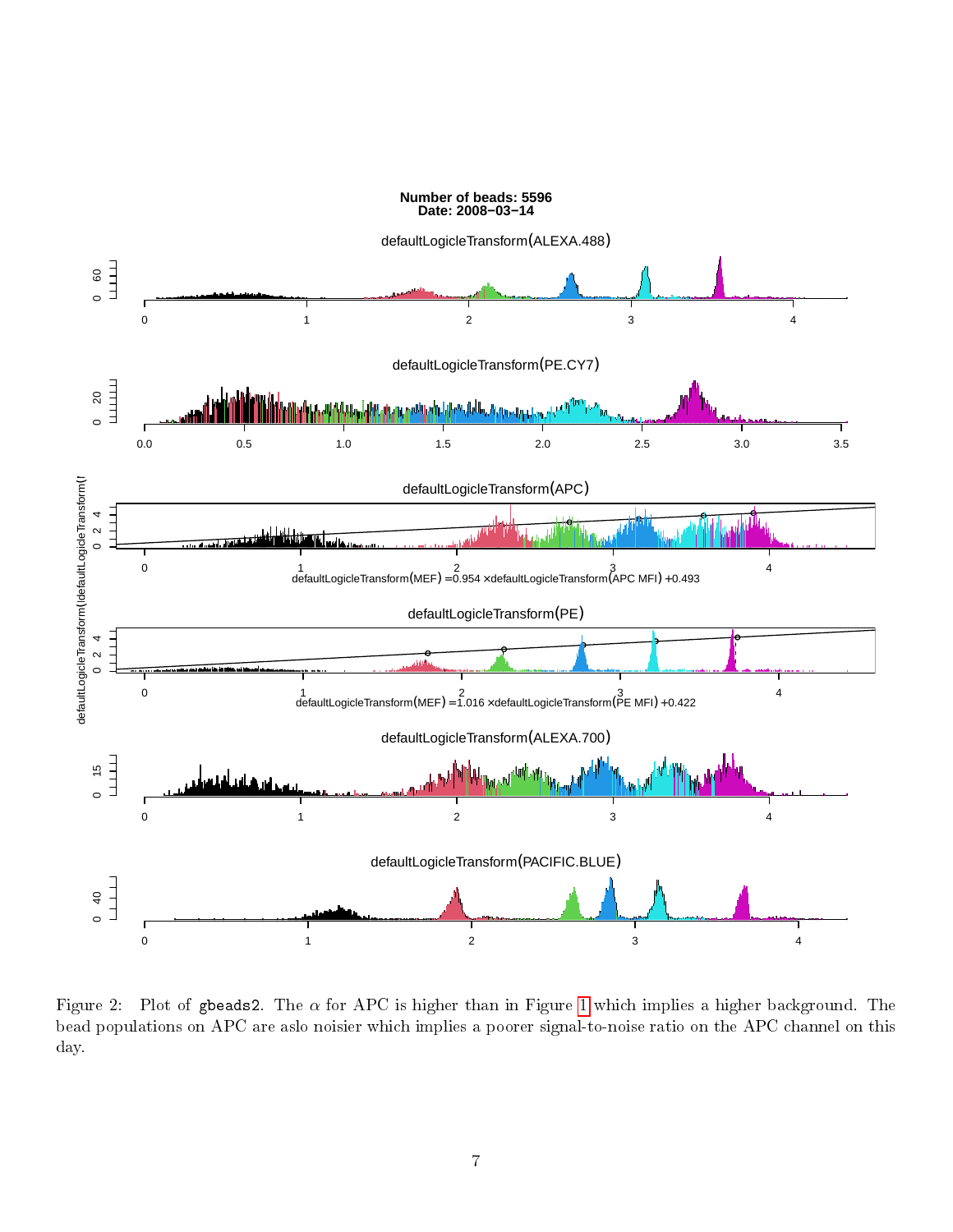Number of beads: 5596
Date: 2008−03−14

defaultLogicleTransform(ALEXA.488)

defaultLogicleTransform(PE.CY7)

defaultLogicleTransform(APC)

defaultLogicleTransform(MEF) =0.954 ×defaultLogicleTransform(APC MFI) +0.493

defaultLogicleTransform(PE)

defaultLogicleTransform(MEF) =1.016 ×defaultLogicleTransform(PE MFI) +0.422

defaultLogicleTransform(ALEXA.700)

defaultLogicleTransform(PACIFIC.BLUE)

Figure 2: Plot of gbeads2. The $\alpha$ for APC is higher than in Figure 1 which implies a higher background. The bead populations on APC are aslo noisier which implies a poorer signal-to-noise ratio on the APC channel on this day.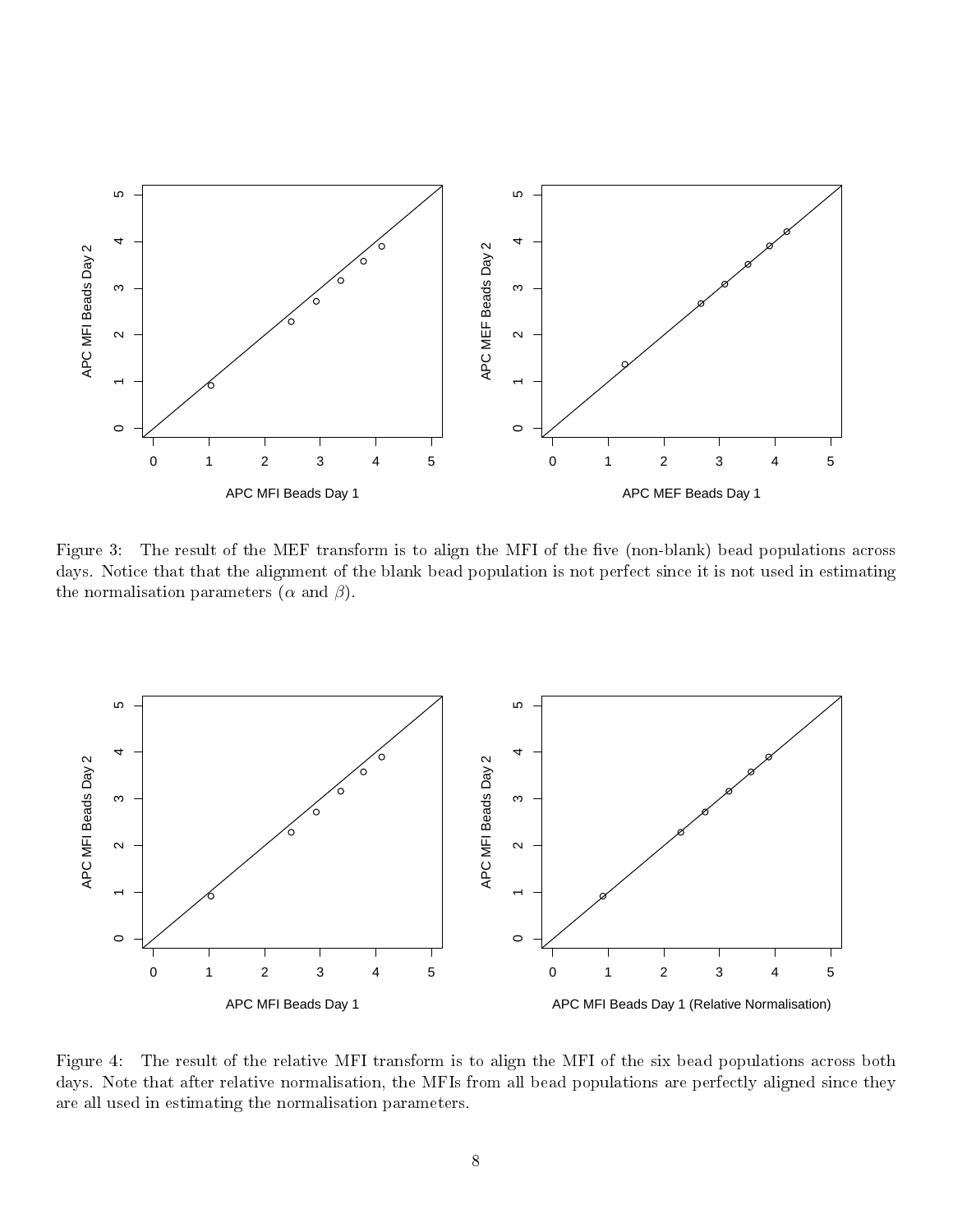Figure 3: The result of the MEF transform is to align the MFI of the five (non-blank) bead populations across days. Notice that that the alignment of the blank bead population is not perfect since it is not used in estimating the normalisation parameters ($\alpha$ and $\beta$).

Figure 4: The result of the relative MFI transform is to align the MFI of the six bead populations across both days. Note that after relative normalisation, the MFIs from all bead populations are perfectly aligned since they are all used in estimating the normalisation parameters.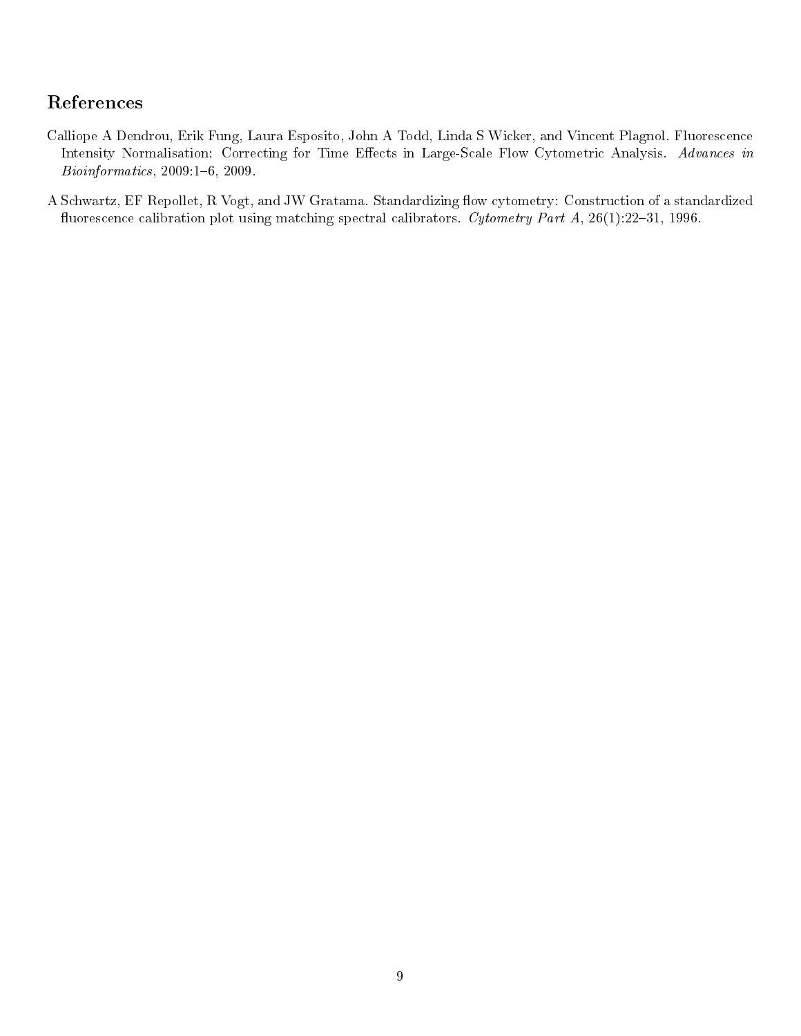# References

Calliope A Dendrou, Erik Fung, Laura Esposito, John A Todd, Linda S Wicker, and Vincent Plagnol. Fluorescence Intensity Normalisation: Correcting for Time Effects in Large-Scale Flow Cytometric Analysis. *Advances in Bioinformatics*, 2009:1–6, 2009.

A Schwartz, EF Repollet, R Vogt, and JW Gratama. Standardizing flow cytometry: Construction of a standardized fluorescence calibration plot using matching spectral calibrators. *Cytometry Part A*, 26(1):22–31, 1996.